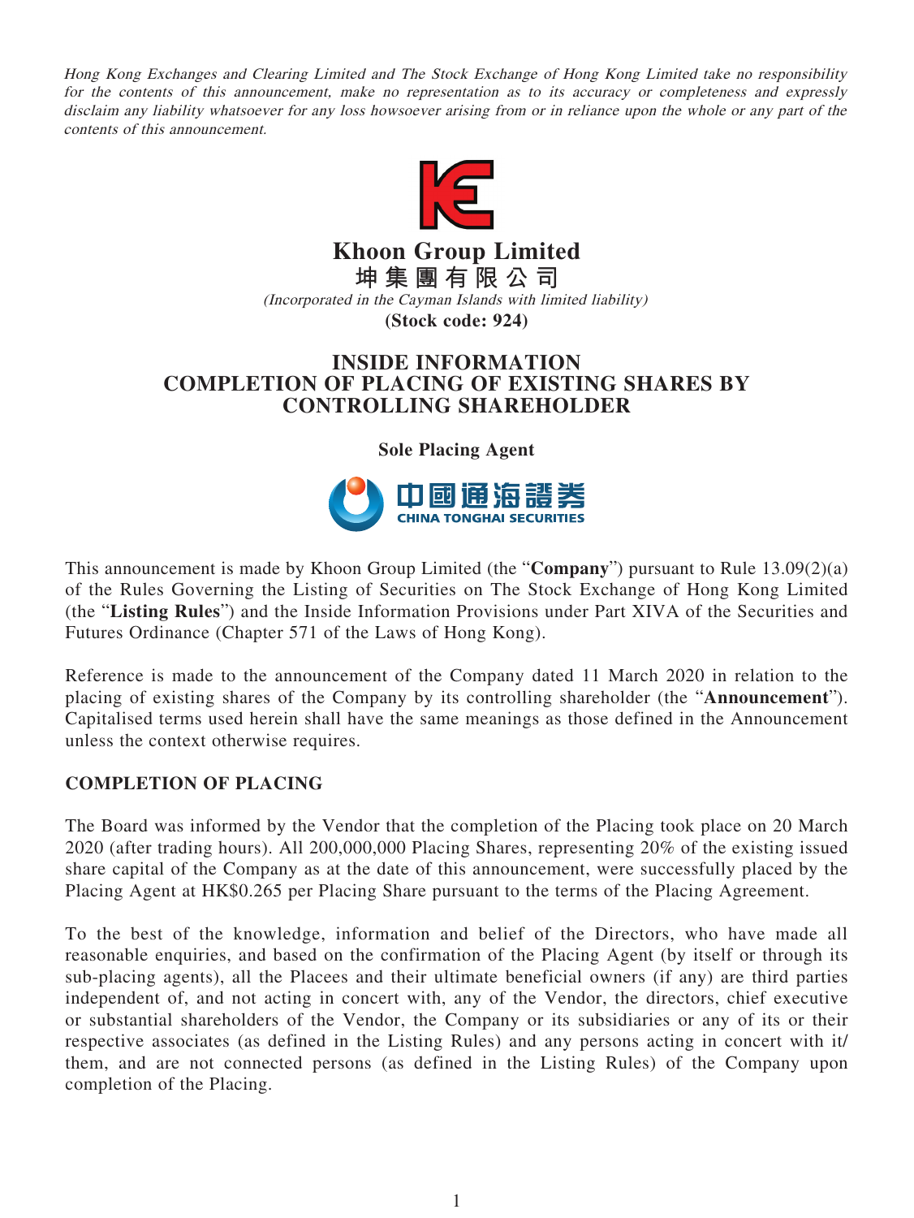*Hong Kong Exchanges and Clearing Limited and The Stock Exchange of Hong Kong Limited take no responsibility for the contents of this announcement, make no representation as to its accuracy or completeness and expressly disclaim any liability whatsoever for any loss howsoever arising from or in reliance upon the whole or any part of the contents of this announcement.*

# Khoon Group Limited
# 坤集團有限公司

*(Incorporated in the Cayman Islands with limited liability)*

**(Stock code: 924)**

## INSIDE INFORMATION
## COMPLETION OF PLACING OF EXISTING SHARES BY CONTROLLING SHAREHOLDER

**Sole Placing Agent**

中國通海證券
CHINA TONGHAI SECURITIES

This announcement is made by Khoon Group Limited (the "**Company**") pursuant to Rule 13.09(2)(a) of the Rules Governing the Listing of Securities on The Stock Exchange of Hong Kong Limited (the "**Listing Rules**") and the Inside Information Provisions under Part XIVA of the Securities and Futures Ordinance (Chapter 571 of the Laws of Hong Kong).

Reference is made to the announcement of the Company dated 11 March 2020 in relation to the placing of existing shares of the Company by its controlling shareholder (the "**Announcement**"). Capitalised terms used herein shall have the same meanings as those defined in the Announcement unless the context otherwise requires.

### COMPLETION OF PLACING

The Board was informed by the Vendor that the completion of the Placing took place on 20 March 2020 (after trading hours). All 200,000,000 Placing Shares, representing 20% of the existing issued share capital of the Company as at the date of this announcement, were successfully placed by the Placing Agent at HK$0.265 per Placing Share pursuant to the terms of the Placing Agreement.

To the best of the knowledge, information and belief of the Directors, who have made all reasonable enquiries, and based on the confirmation of the Placing Agent (by itself or through its sub-placing agents), all the Placees and their ultimate beneficial owners (if any) are third parties independent of, and not acting in concert with, any of the Vendor, the directors, chief executive or substantial shareholders of the Vendor, the Company or its subsidiaries or any of its or their respective associates (as defined in the Listing Rules) and any persons acting in concert with it/ them, and are not connected persons (as defined in the Listing Rules) of the Company upon completion of the Placing.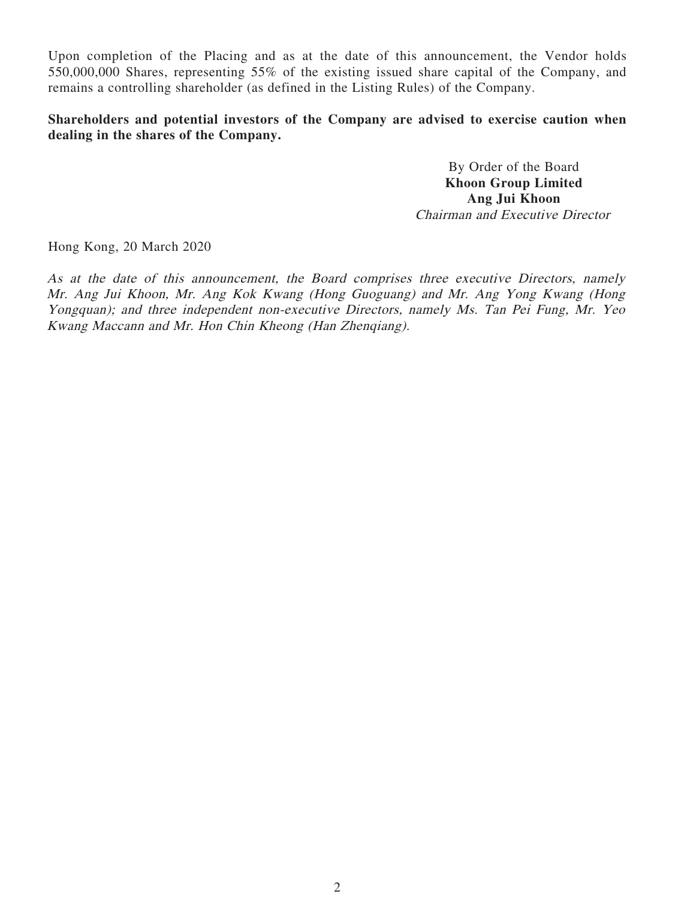Upon completion of the Placing and as at the date of this announcement, the Vendor holds 550,000,000 Shares, representing 55% of the existing issued share capital of the Company, and remains a controlling shareholder (as defined in the Listing Rules) of the Company.

**Shareholders and potential investors of the Company are advised to exercise caution when dealing in the shares of the Company.**

By Order of the Board
**Khoon Group Limited**
**Ang Jui Khoon**
*Chairman and Executive Director*

Hong Kong, 20 March 2020

*As at the date of this announcement, the Board comprises three executive Directors, namely Mr. Ang Jui Khoon, Mr. Ang Kok Kwang (Hong Guoguang) and Mr. Ang Yong Kwang (Hong Yongquan); and three independent non-executive Directors, namely Ms. Tan Pei Fung, Mr. Yeo Kwang Maccann and Mr. Hon Chin Kheong (Han Zhenqiang).*